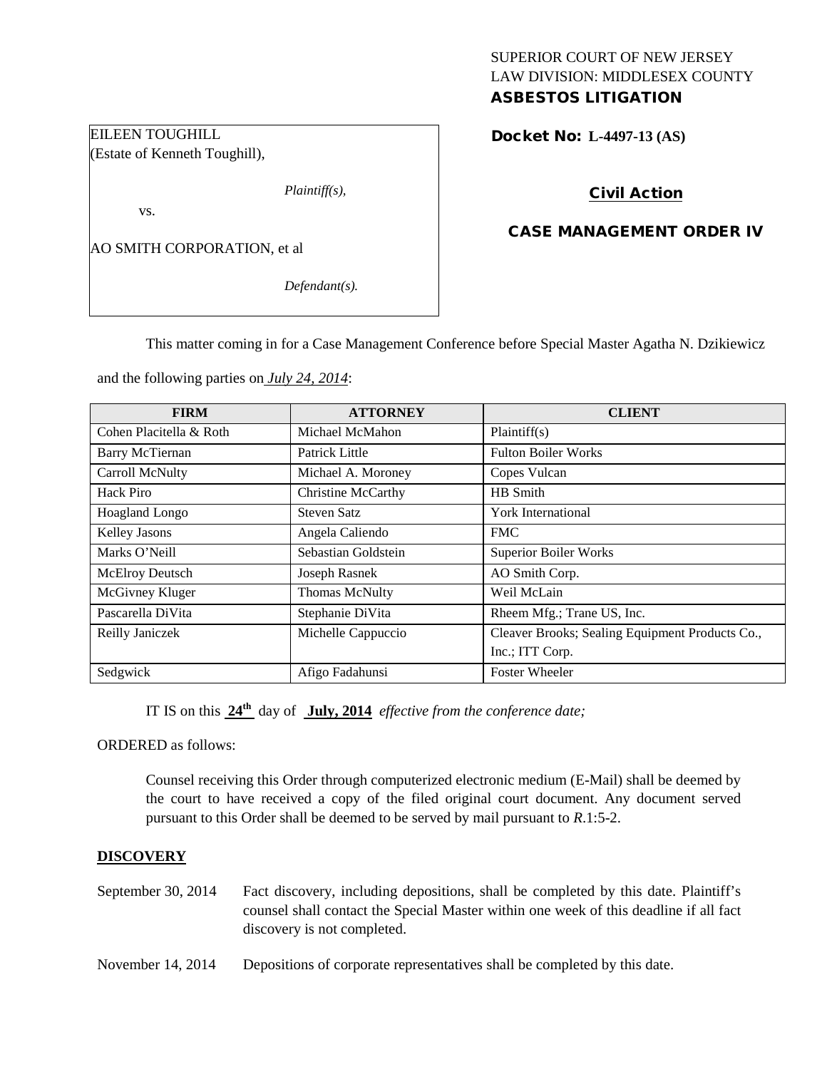SUPERIOR COURT OF NEW JERSEY
LAW DIVISION: MIDDLESEX COUNTY
**ASBESTOS LITIGATION**

EILEEN TOUGHILL
(Estate of Kenneth Toughill),

*Plaintiff(s),*

vs.

AO SMITH CORPORATION, et al

*Defendant(s).*

**Docket No: L-4497-13 (AS)**

**Civil Action**

**CASE MANAGEMENT ORDER IV**

This matter coming in for a Case Management Conference before Special Master Agatha N. Dzikiewicz and the following parties on *July 24, 2014*:

| FIRM | ATTORNEY | CLIENT |
|---|---|---|
| Cohen Placitella & Roth | Michael McMahon | Plaintiff(s) |
| Barry McTiernan | Patrick Little | Fulton Boiler Works |
| Carroll McNulty | Michael A. Moroney | Copes Vulcan |
| Hack Piro | Christine McCarthy | HB Smith |
| Hoagland Longo | Steven Satz | York International |
| Kelley Jasons | Angela Caliendo | FMC |
| Marks O'Neill | Sebastian Goldstein | Superior Boiler Works |
| McElroy Deutsch | Joseph Rasnek | AO Smith Corp. |
| McGivney Kluger | Thomas McNulty | Weil McLain |
| Pascarella DiVita | Stephanie DiVita | Rheem Mfg.; Trane US, Inc. |
| Reilly Janiczek | Michelle Cappuccio | Cleaver Brooks; Sealing Equipment Products Co., Inc.; ITT Corp. |
| Sedgwick | Afigo Fadahunsi | Foster Wheeler |

IT IS on this **24th** day of **July, 2014** *effective from the conference date;*

ORDERED as follows:

Counsel receiving this Order through computerized electronic medium (E-Mail) shall be deemed by the court to have received a copy of the filed original court document. Any document served pursuant to this Order shall be deemed to be served by mail pursuant to *R*.1:5-2.

**DISCOVERY**

September 30, 2014 — Fact discovery, including depositions, shall be completed by this date. Plaintiff's counsel shall contact the Special Master within one week of this deadline if all fact discovery is not completed.

November 14, 2014 — Depositions of corporate representatives shall be completed by this date.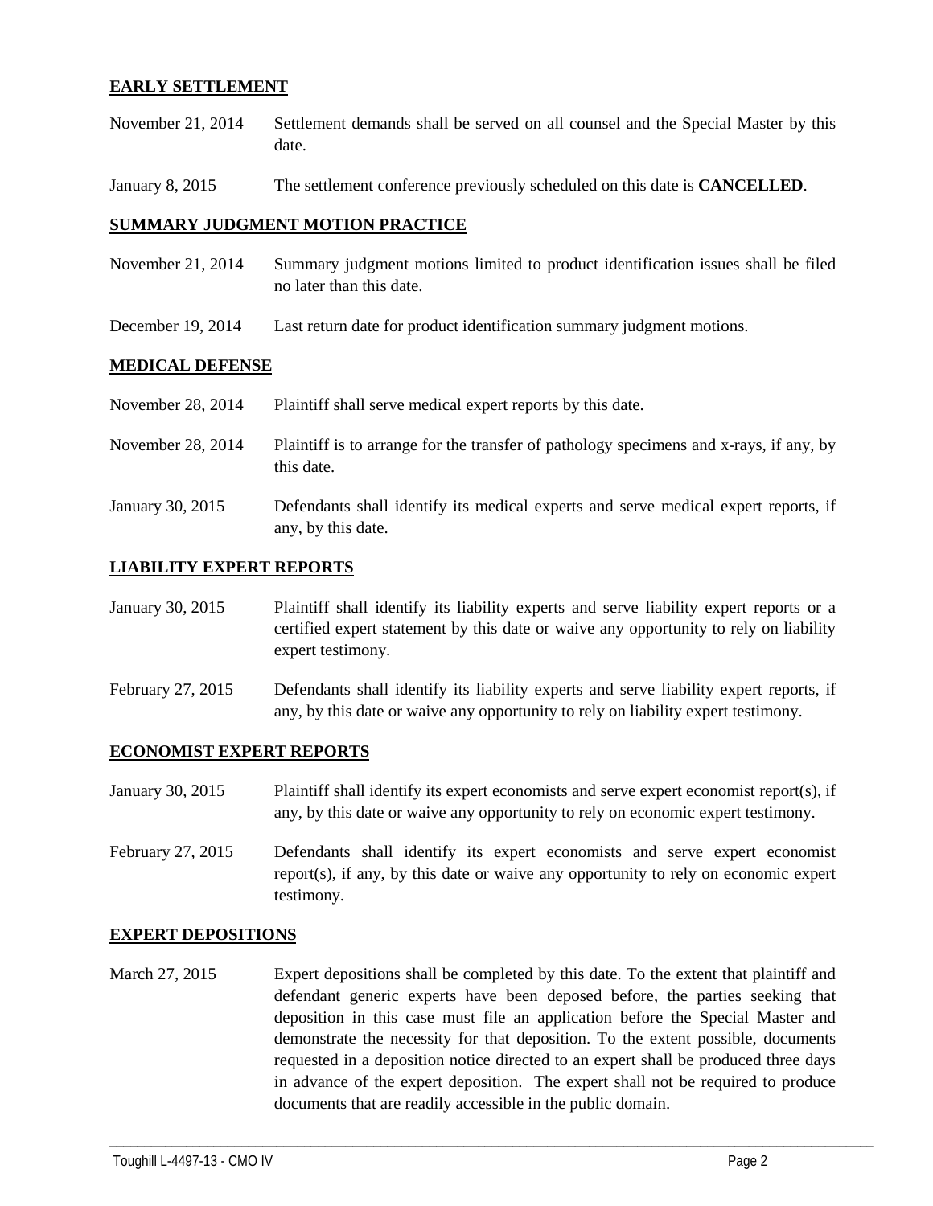## EARLY SETTLEMENT

November 21, 2014 — Settlement demands shall be served on all counsel and the Special Master by this date.

January 8, 2015 — The settlement conference previously scheduled on this date is **CANCELLED**.

## SUMMARY JUDGMENT MOTION PRACTICE

November 21, 2014 — Summary judgment motions limited to product identification issues shall be filed no later than this date.

December 19, 2014 — Last return date for product identification summary judgment motions.

## MEDICAL DEFENSE

November 28, 2014 — Plaintiff shall serve medical expert reports by this date.

November 28, 2014 — Plaintiff is to arrange for the transfer of pathology specimens and x-rays, if any, by this date.

January 30, 2015 — Defendants shall identify its medical experts and serve medical expert reports, if any, by this date.

## LIABILITY EXPERT REPORTS

January 30, 2015 — Plaintiff shall identify its liability experts and serve liability expert reports or a certified expert statement by this date or waive any opportunity to rely on liability expert testimony.

February 27, 2015 — Defendants shall identify its liability experts and serve liability expert reports, if any, by this date or waive any opportunity to rely on liability expert testimony.

## ECONOMIST EXPERT REPORTS

January 30, 2015 — Plaintiff shall identify its expert economists and serve expert economist report(s), if any, by this date or waive any opportunity to rely on economic expert testimony.

February 27, 2015 — Defendants shall identify its expert economists and serve expert economist report(s), if any, by this date or waive any opportunity to rely on economic expert testimony.

## EXPERT DEPOSITIONS

March 27, 2015 — Expert depositions shall be completed by this date. To the extent that plaintiff and defendant generic experts have been deposed before, the parties seeking that deposition in this case must file an application before the Special Master and demonstrate the necessity for that deposition. To the extent possible, documents requested in a deposition notice directed to an expert shall be produced three days in advance of the expert deposition. The expert shall not be required to produce documents that are readily accessible in the public domain.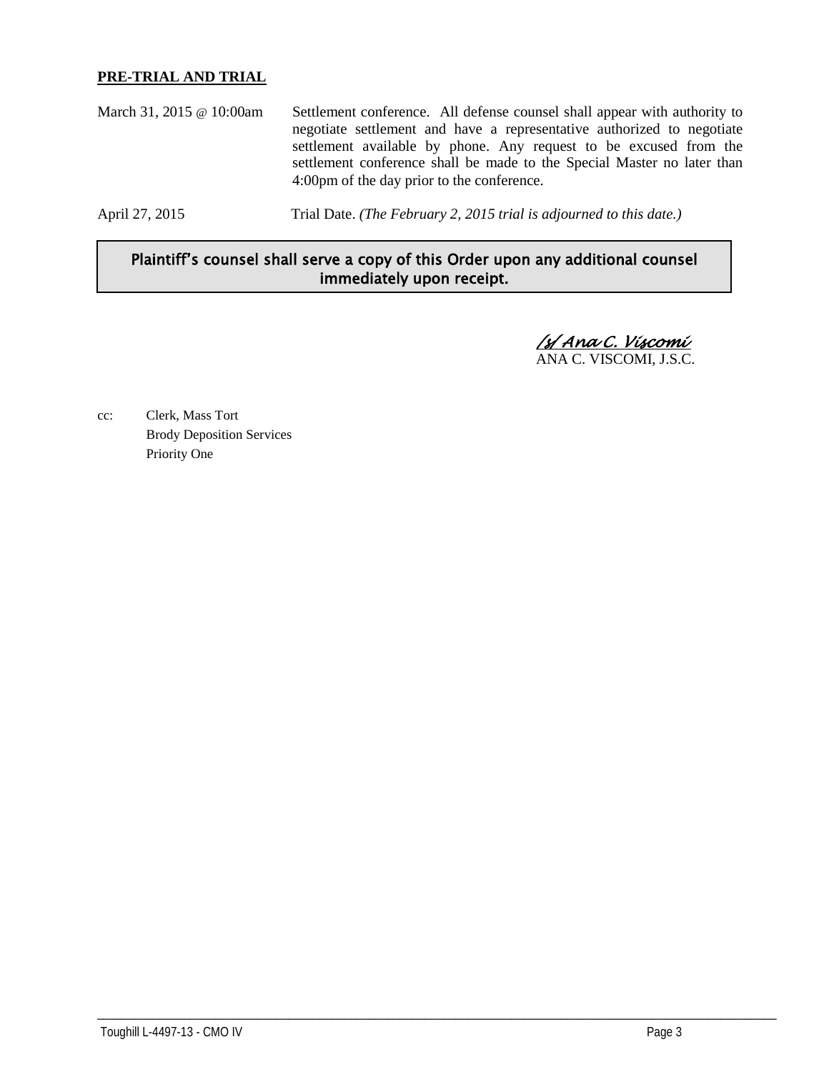**PRE-TRIAL AND TRIAL**

| | |
|---|---|
| March 31, 2015 @ 10:00am | Settlement conference. All defense counsel shall appear with authority to negotiate settlement and have a representative authorized to negotiate settlement available by phone. Any request to be excused from the settlement conference shall be made to the Special Master no later than 4:00pm of the day prior to the conference. |
| April 27, 2015 | Trial Date. *(The February 2, 2015 trial is adjourned to this date.)* |

**Plaintiff's counsel shall serve a copy of this Order upon any additional counsel immediately upon receipt.**

*/s/ Ana C. Viscomi*
ANA C. VISCOMI, J.S.C.

cc: Clerk, Mass Tort
Brody Deposition Services
Priority One